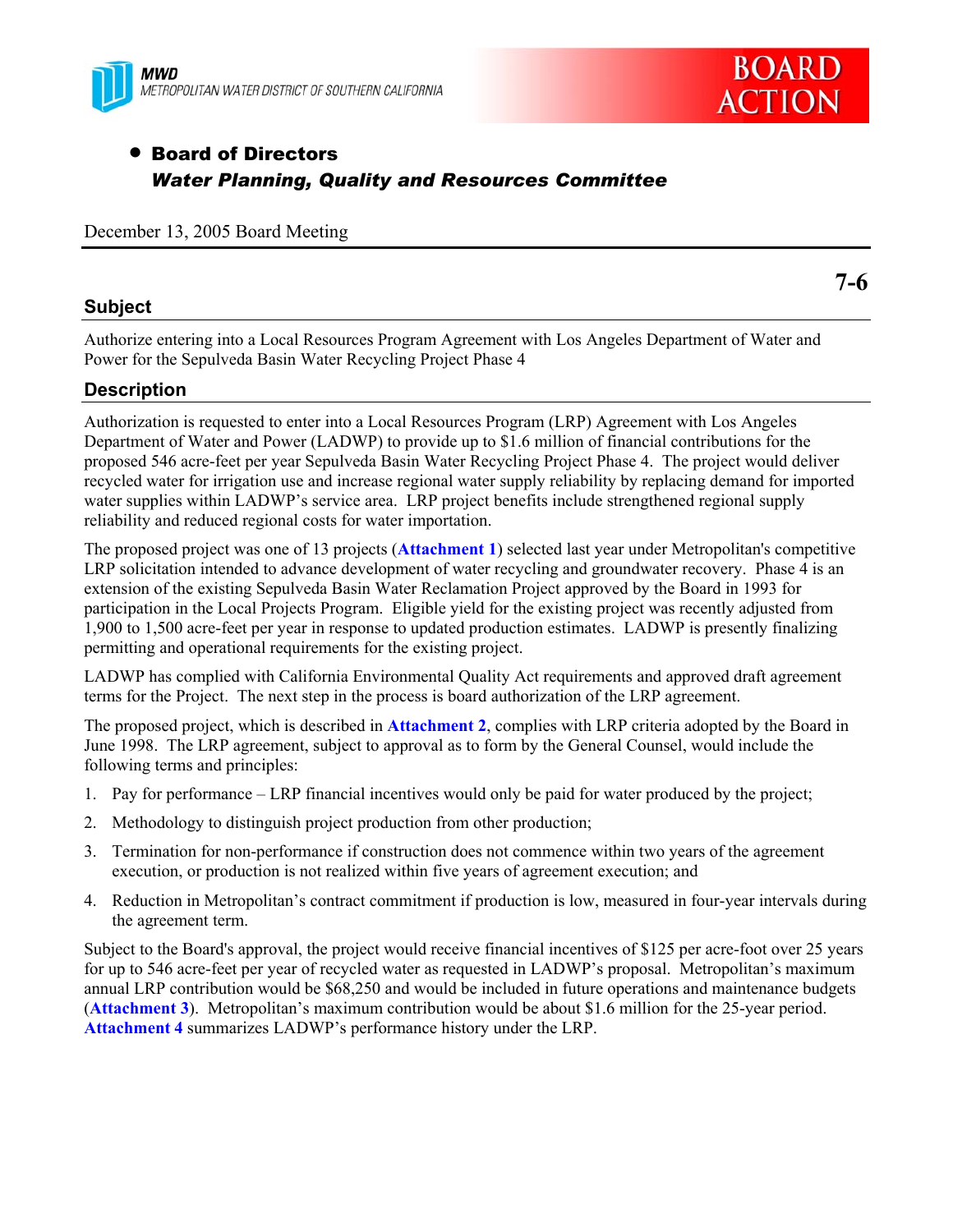MWD
METROPOLITAN WATER DISTRICT OF SOUTHERN CALIFORNIA

BOARD ACTION

- **Board of Directors**
  ***Water Planning, Quality and Resources Committee***

December 13, 2005 Board Meeting

**7-6**

## Subject

Authorize entering into a Local Resources Program Agreement with Los Angeles Department of Water and Power for the Sepulveda Basin Water Recycling Project Phase 4

## Description

Authorization is requested to enter into a Local Resources Program (LRP) Agreement with Los Angeles Department of Water and Power (LADWP) to provide up to $1.6 million of financial contributions for the proposed 546 acre-feet per year Sepulveda Basin Water Recycling Project Phase 4. The project would deliver recycled water for irrigation use and increase regional water supply reliability by replacing demand for imported water supplies within LADWP's service area. LRP project benefits include strengthened regional supply reliability and reduced regional costs for water importation.

The proposed project was one of 13 projects (**Attachment 1**) selected last year under Metropolitan's competitive LRP solicitation intended to advance development of water recycling and groundwater recovery. Phase 4 is an extension of the existing Sepulveda Basin Water Reclamation Project approved by the Board in 1993 for participation in the Local Projects Program. Eligible yield for the existing project was recently adjusted from 1,900 to 1,500 acre-feet per year in response to updated production estimates. LADWP is presently finalizing permitting and operational requirements for the existing project.

LADWP has complied with California Environmental Quality Act requirements and approved draft agreement terms for the Project. The next step in the process is board authorization of the LRP agreement.

The proposed project, which is described in **Attachment 2**, complies with LRP criteria adopted by the Board in June 1998. The LRP agreement, subject to approval as to form by the General Counsel, would include the following terms and principles:

1. Pay for performance – LRP financial incentives would only be paid for water produced by the project;
2. Methodology to distinguish project production from other production;
3. Termination for non-performance if construction does not commence within two years of the agreement execution, or production is not realized within five years of agreement execution; and
4. Reduction in Metropolitan's contract commitment if production is low, measured in four-year intervals during the agreement term.

Subject to the Board's approval, the project would receive financial incentives of $125 per acre-foot over 25 years for up to 546 acre-feet per year of recycled water as requested in LADWP's proposal. Metropolitan's maximum annual LRP contribution would be $68,250 and would be included in future operations and maintenance budgets (**Attachment 3**). Metropolitan's maximum contribution would be about $1.6 million for the 25-year period. **Attachment 4** summarizes LADWP's performance history under the LRP.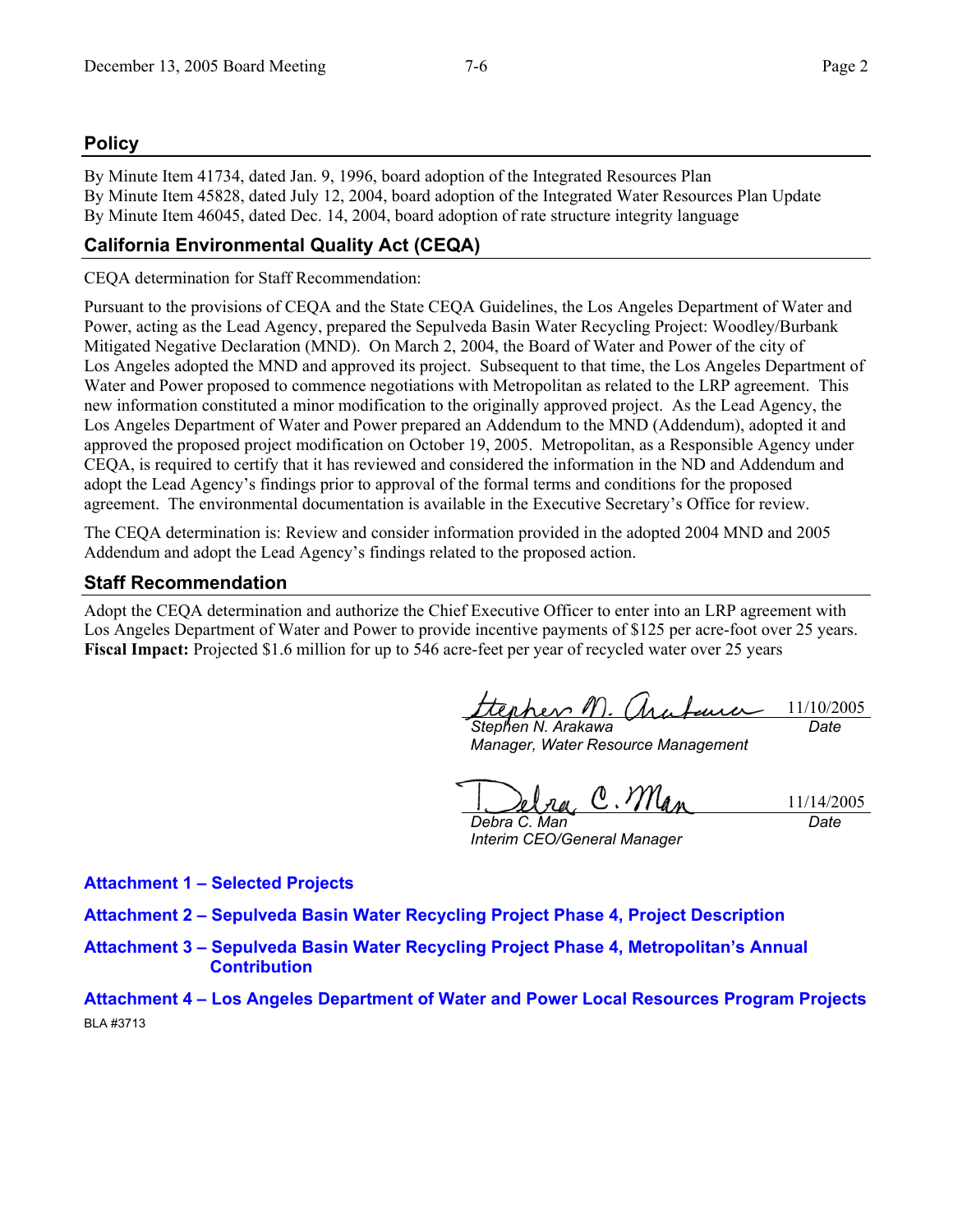## Policy

By Minute Item 41734, dated Jan. 9, 1996, board adoption of the Integrated Resources Plan
By Minute Item 45828, dated July 12, 2004, board adoption of the Integrated Water Resources Plan Update
By Minute Item 46045, dated Dec. 14, 2004, board adoption of rate structure integrity language

## California Environmental Quality Act (CEQA)

CEQA determination for Staff Recommendation:

Pursuant to the provisions of CEQA and the State CEQA Guidelines, the Los Angeles Department of Water and Power, acting as the Lead Agency, prepared the Sepulveda Basin Water Recycling Project: Woodley/Burbank Mitigated Negative Declaration (MND). On March 2, 2004, the Board of Water and Power of the city of Los Angeles adopted the MND and approved its project. Subsequent to that time, the Los Angeles Department of Water and Power proposed to commence negotiations with Metropolitan as related to the LRP agreement. This new information constituted a minor modification to the originally approved project. As the Lead Agency, the Los Angeles Department of Water and Power prepared an Addendum to the MND (Addendum), adopted it and approved the proposed project modification on October 19, 2005. Metropolitan, as a Responsible Agency under CEQA, is required to certify that it has reviewed and considered the information in the ND and Addendum and adopt the Lead Agency's findings prior to approval of the formal terms and conditions for the proposed agreement. The environmental documentation is available in the Executive Secretary's Office for review.

The CEQA determination is: Review and consider information provided in the adopted 2004 MND and 2005 Addendum and adopt the Lead Agency's findings related to the proposed action.

## Staff Recommendation

Adopt the CEQA determination and authorize the Chief Executive Officer to enter into an LRP agreement with Los Angeles Department of Water and Power to provide incentive payments of $125 per acre-foot over 25 years.
**Fiscal Impact:** Projected $1.6 million for up to 546 acre-feet per year of recycled water over 25 years

| | |
|---|---|
| *Stephen N. Arakawa*<br>*Manager, Water Resource Management* | 11/10/2005<br>*Date* |
| *Debra C. Man*<br>*Interim CEO/General Manager* | 11/14/2005<br>*Date* |

**Attachment 1 – Selected Projects**

**Attachment 2 – Sepulveda Basin Water Recycling Project Phase 4, Project Description**

**Attachment 3 – Sepulveda Basin Water Recycling Project Phase 4, Metropolitan's Annual Contribution**

**Attachment 4 – Los Angeles Department of Water and Power Local Resources Program Projects**

BLA #3713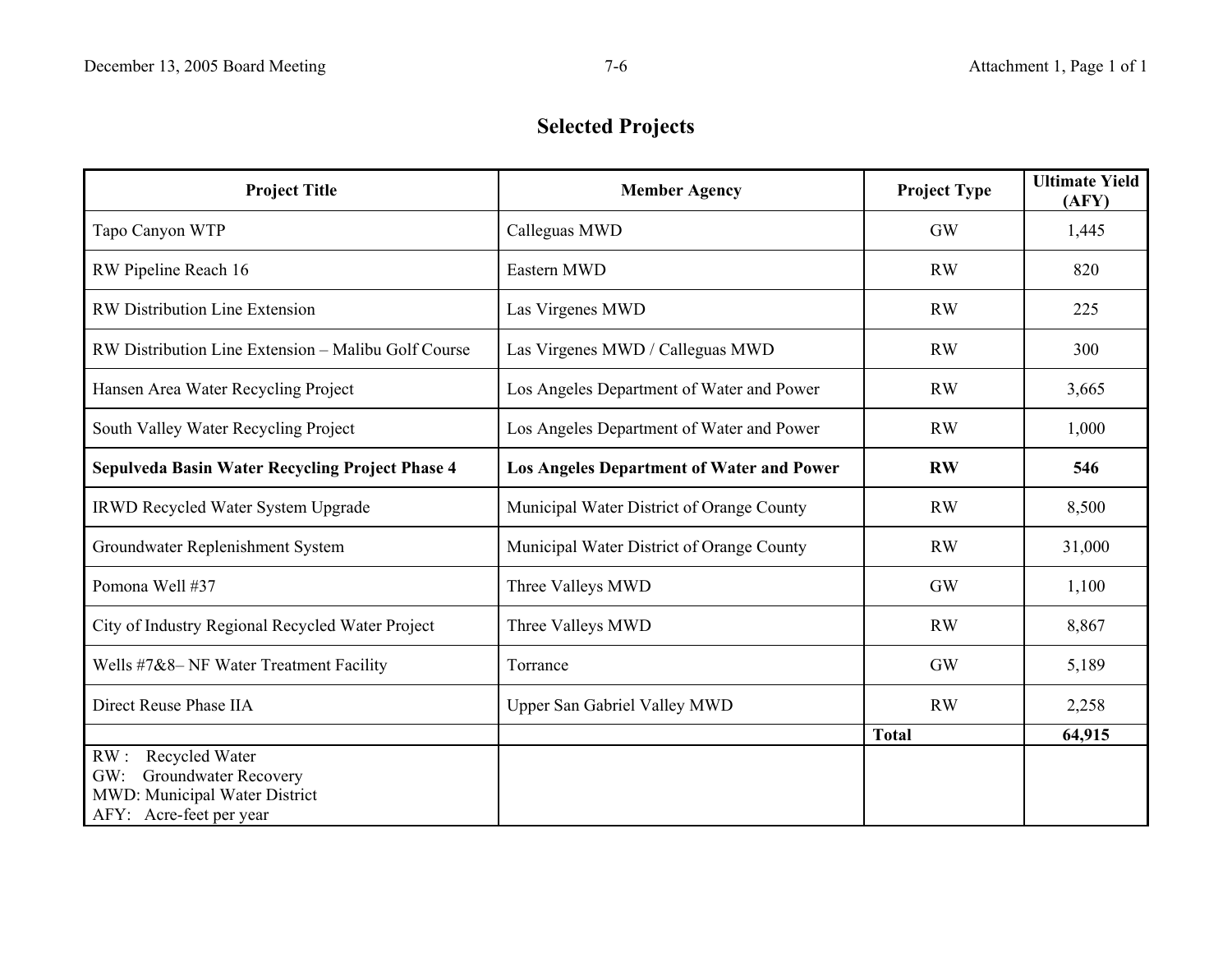# Selected Projects

| Project Title | Member Agency | Project Type | Ultimate Yield (AFY) |
|---|---|---|---|
| Tapo Canyon WTP | Calleguas MWD | GW | 1,445 |
| RW Pipeline Reach 16 | Eastern MWD | RW | 820 |
| RW Distribution Line Extension | Las Virgenes MWD | RW | 225 |
| RW Distribution Line Extension – Malibu Golf Course | Las Virgenes MWD / Calleguas MWD | RW | 300 |
| Hansen Area Water Recycling Project | Los Angeles Department of Water and Power | RW | 3,665 |
| South Valley Water Recycling Project | Los Angeles Department of Water and Power | RW | 1,000 |
| **Sepulveda Basin Water Recycling Project Phase 4** | **Los Angeles Department of Water and Power** | **RW** | **546** |
| IRWD Recycled Water System Upgrade | Municipal Water District of Orange County | RW | 8,500 |
| Groundwater Replenishment System | Municipal Water District of Orange County | RW | 31,000 |
| Pomona Well #37 | Three Valleys MWD | GW | 1,100 |
| City of Industry Regional Recycled Water Project | Three Valleys MWD | RW | 8,867 |
| Wells #7&8– NF Water Treatment Facility | Torrance | GW | 5,189 |
| Direct Reuse Phase IIA | Upper San Gabriel Valley MWD | RW | 2,258 |
| | | **Total** | **64,915** |
| RW : Recycled Water<br>GW: Groundwater Recovery<br>MWD: Municipal Water District<br>AFY: Acre-feet per year | | | |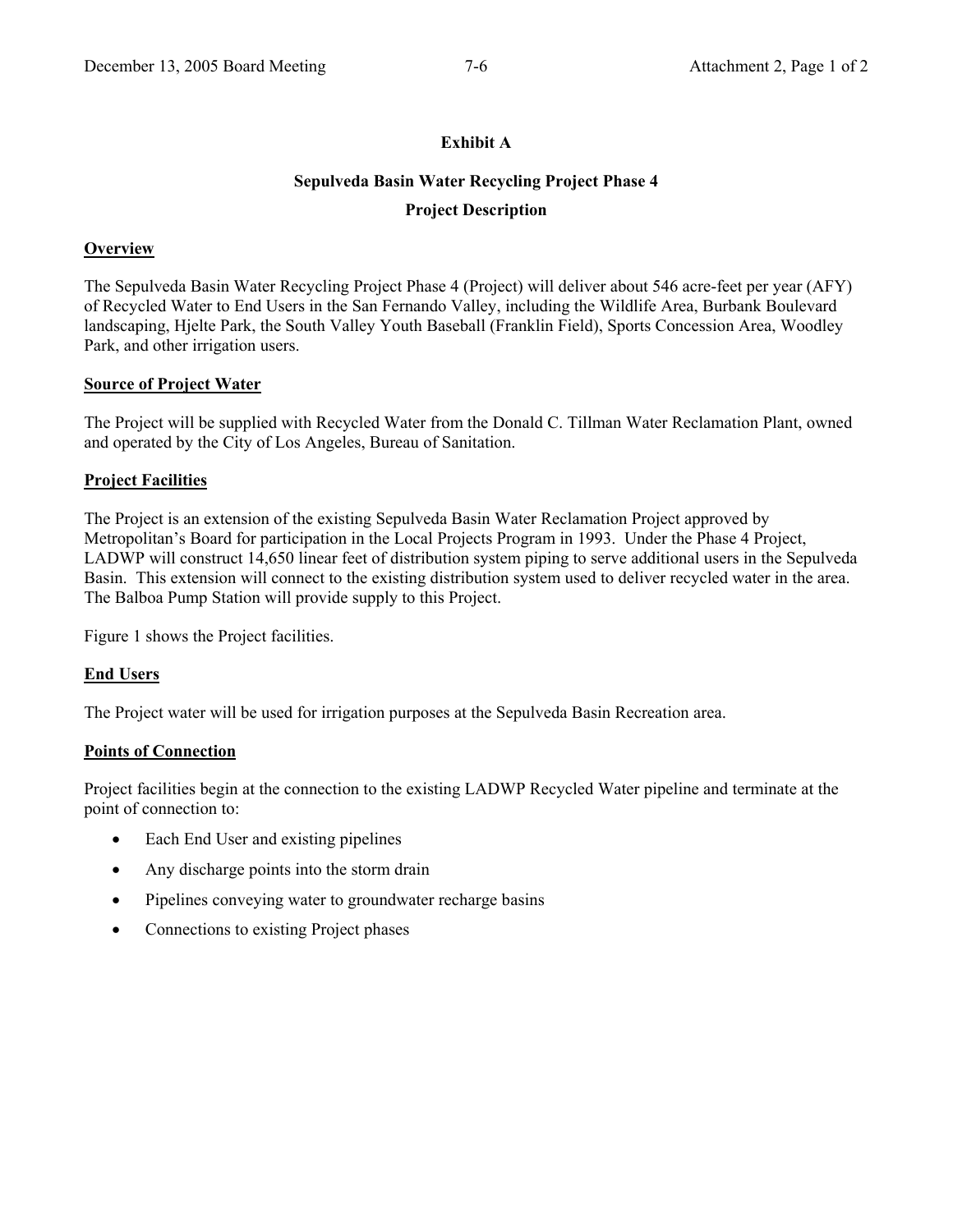**Exhibit A**

**Sepulveda Basin Water Recycling Project Phase 4**

**Project Description**

## Overview

The Sepulveda Basin Water Recycling Project Phase 4 (Project) will deliver about 546 acre-feet per year (AFY) of Recycled Water to End Users in the San Fernando Valley, including the Wildlife Area, Burbank Boulevard landscaping, Hjelte Park, the South Valley Youth Baseball (Franklin Field), Sports Concession Area, Woodley Park, and other irrigation users.

## Source of Project Water

The Project will be supplied with Recycled Water from the Donald C. Tillman Water Reclamation Plant, owned and operated by the City of Los Angeles, Bureau of Sanitation.

## Project Facilities

The Project is an extension of the existing Sepulveda Basin Water Reclamation Project approved by Metropolitan's Board for participation in the Local Projects Program in 1993. Under the Phase 4 Project, LADWP will construct 14,650 linear feet of distribution system piping to serve additional users in the Sepulveda Basin. This extension will connect to the existing distribution system used to deliver recycled water in the area. The Balboa Pump Station will provide supply to this Project.

Figure 1 shows the Project facilities.

## End Users

The Project water will be used for irrigation purposes at the Sepulveda Basin Recreation area.

## Points of Connection

Project facilities begin at the connection to the existing LADWP Recycled Water pipeline and terminate at the point of connection to:

- Each End User and existing pipelines
- Any discharge points into the storm drain
- Pipelines conveying water to groundwater recharge basins
- Connections to existing Project phases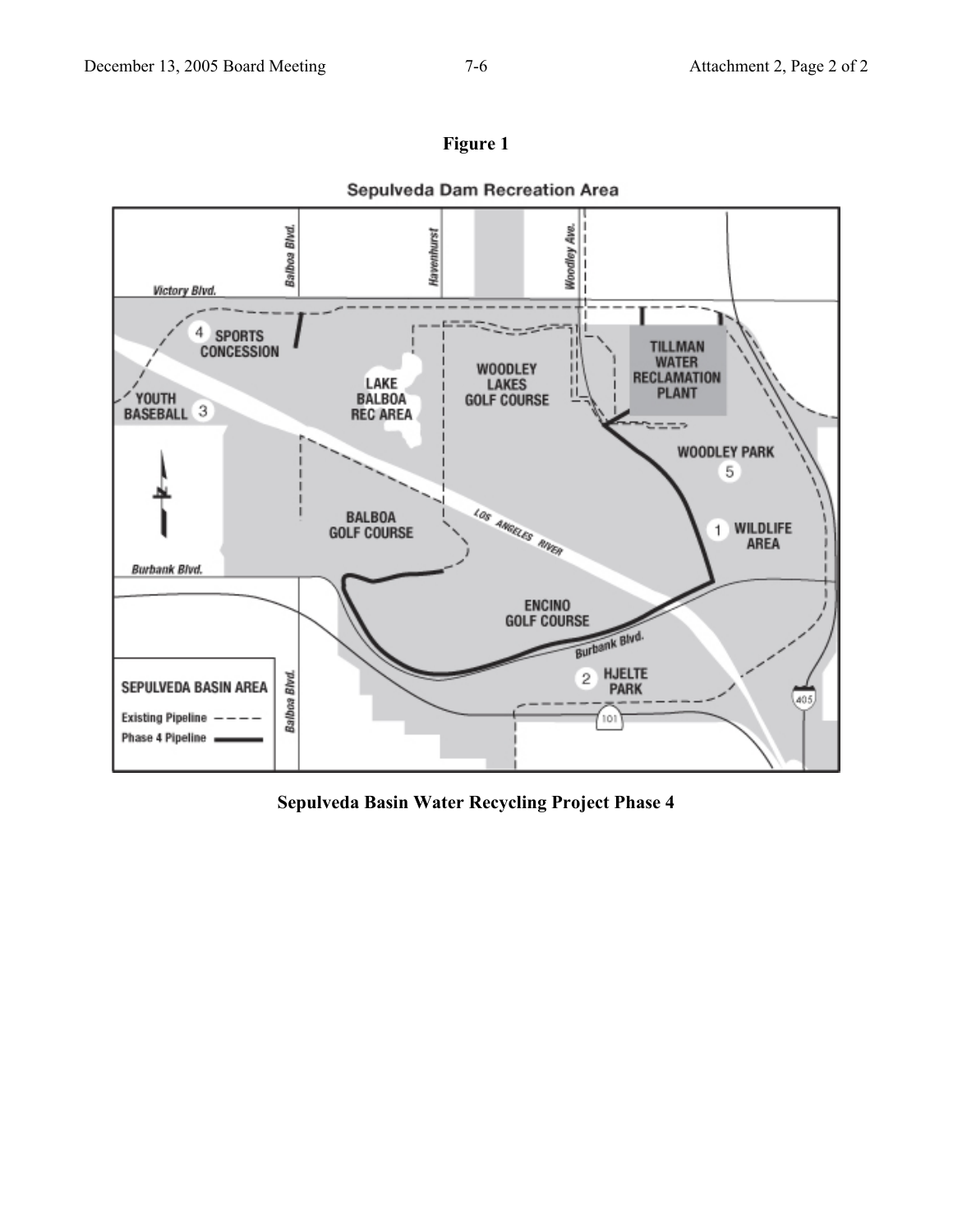**Figure 1**

Sepulveda Dam Recreation Area

Victory Blvd.

Balboa Blvd.

Havenhurst

Woodley Ave.

4 SPORTS CONCESSION

YOUTH BASEBALL 3

LAKE BALBOA REC AREA

WOODLEY LAKES GOLF COURSE

TILLMAN WATER RECLAMATION PLANT

WOODLEY PARK 5

1 WILDLIFE AREA

BALBOA GOLF COURSE

LOS ANGELES RIVER

Burbank Blvd.

ENCINO GOLF COURSE

Burbank Blvd.

2 HJELTE PARK

101

405

Balboa Blvd.

SEPULVEDA BASIN AREA

Existing Pipeline - - - -

Phase 4 Pipeline ———

**Sepulveda Basin Water Recycling Project Phase 4**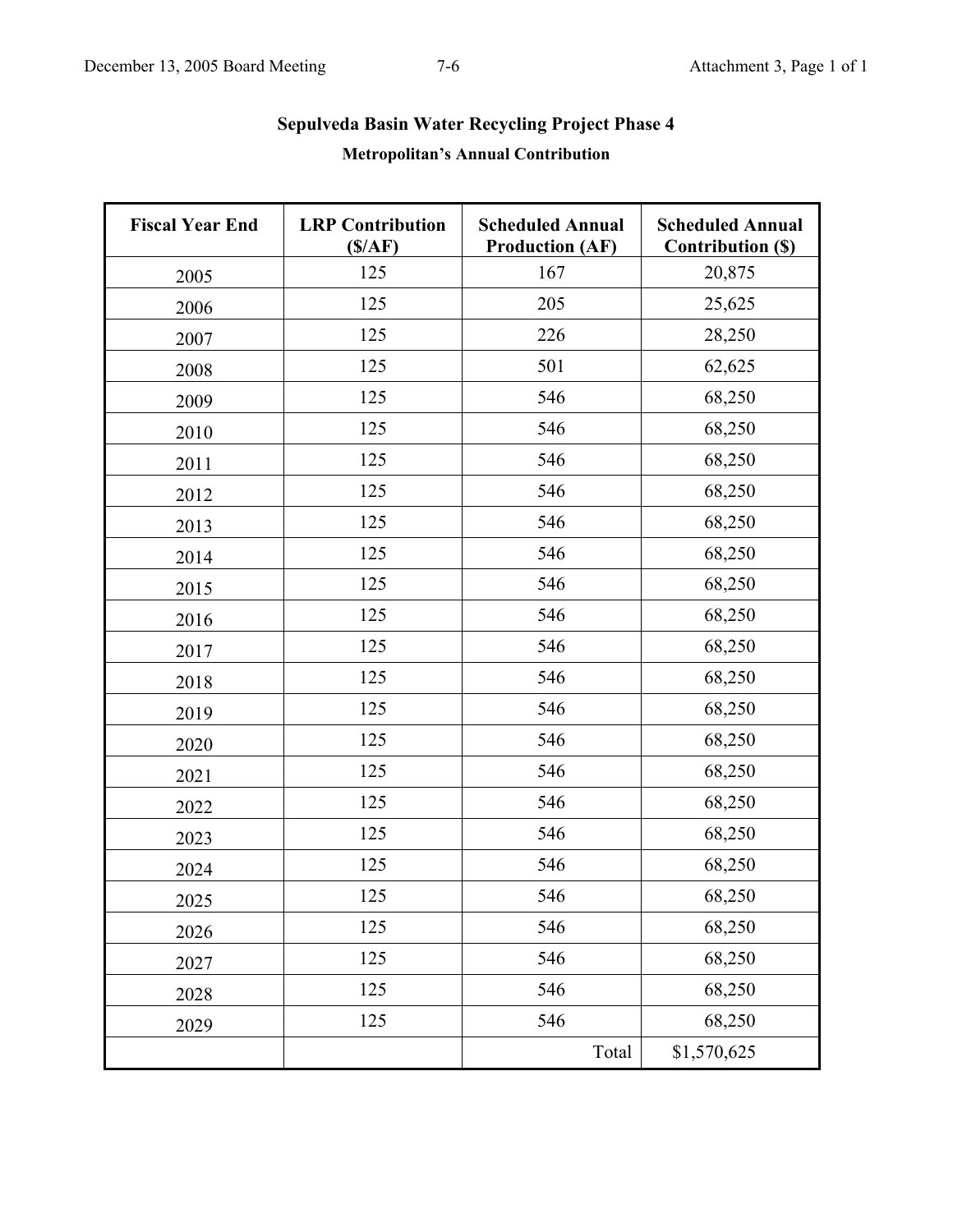## Sepulveda Basin Water Recycling Project Phase 4

### Metropolitan's Annual Contribution

| Fiscal Year End | LRP Contribution ($/AF) | Scheduled Annual Production (AF) | Scheduled Annual Contribution ($) |
|---|---|---|---|
| 2005 | 125 | 167 | 20,875 |
| 2006 | 125 | 205 | 25,625 |
| 2007 | 125 | 226 | 28,250 |
| 2008 | 125 | 501 | 62,625 |
| 2009 | 125 | 546 | 68,250 |
| 2010 | 125 | 546 | 68,250 |
| 2011 | 125 | 546 | 68,250 |
| 2012 | 125 | 546 | 68,250 |
| 2013 | 125 | 546 | 68,250 |
| 2014 | 125 | 546 | 68,250 |
| 2015 | 125 | 546 | 68,250 |
| 2016 | 125 | 546 | 68,250 |
| 2017 | 125 | 546 | 68,250 |
| 2018 | 125 | 546 | 68,250 |
| 2019 | 125 | 546 | 68,250 |
| 2020 | 125 | 546 | 68,250 |
| 2021 | 125 | 546 | 68,250 |
| 2022 | 125 | 546 | 68,250 |
| 2023 | 125 | 546 | 68,250 |
| 2024 | 125 | 546 | 68,250 |
| 2025 | 125 | 546 | 68,250 |
| 2026 | 125 | 546 | 68,250 |
| 2027 | 125 | 546 | 68,250 |
| 2028 | 125 | 546 | 68,250 |
| 2029 | 125 | 546 | 68,250 |
| | | Total | $1,570,625 |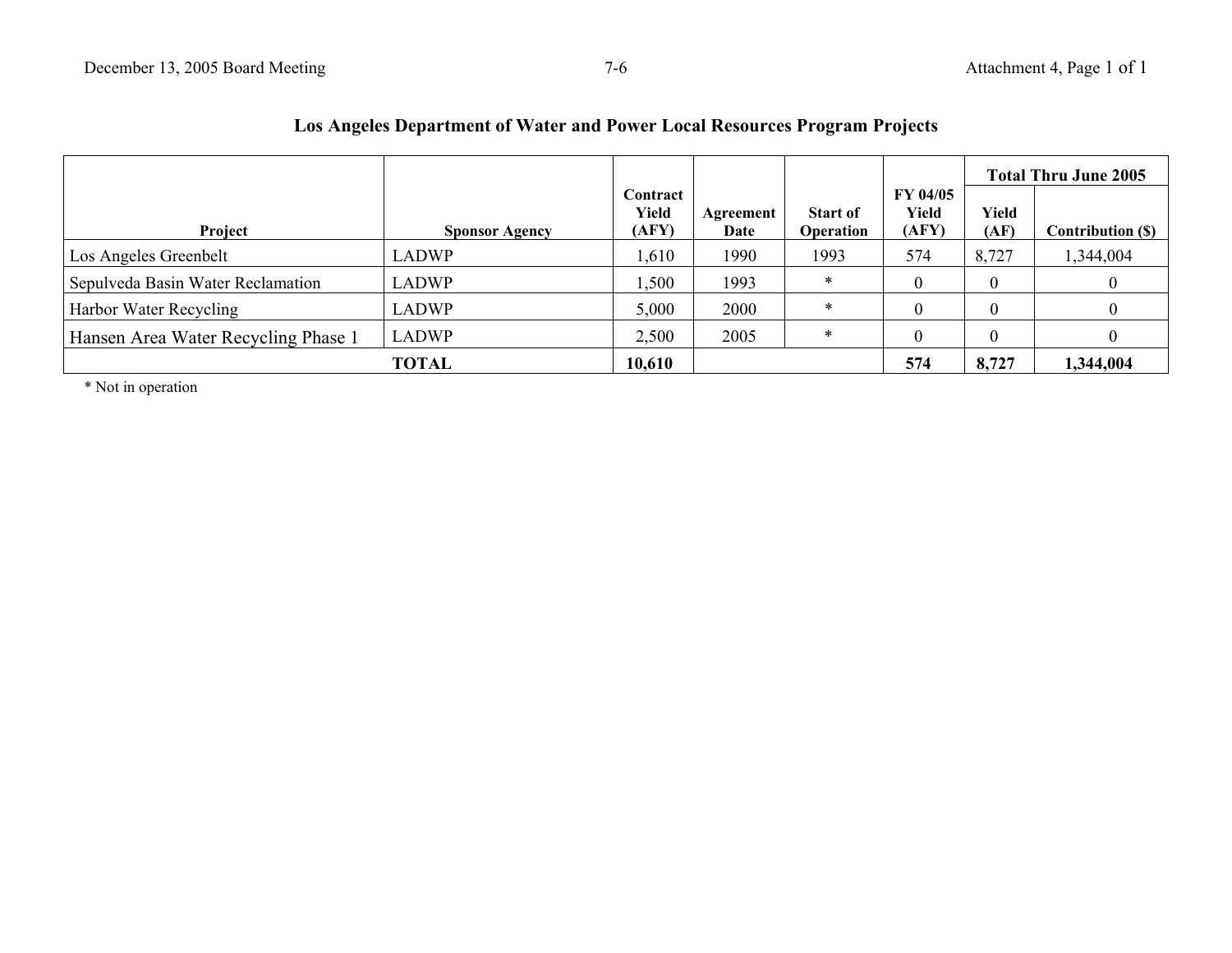### Los Angeles Department of Water and Power Local Resources Program Projects

| Project | Sponsor Agency | Contract Yield (AFY) | Agreement Date | Start of Operation | FY 04/05 Yield (AFY) | Total Thru June 2005 | |
|---|---|---|---|---|---|---|---|
| | | | | | | Yield (AF) | Contribution ($) |
| Los Angeles Greenbelt | LADWP | 1,610 | 1990 | 1993 | 574 | 8,727 | 1,344,004 |
| Sepulveda Basin Water Reclamation | LADWP | 1,500 | 1993 | * | 0 | 0 | 0 |
| Harbor Water Recycling | LADWP | 5,000 | 2000 | * | 0 | 0 | 0 |
| Hansen Area Water Recycling Phase 1 | LADWP | 2,500 | 2005 | * | 0 | 0 | 0 |
| | **TOTAL** | **10,610** | | | **574** | **8,727** | **1,344,004** |

* Not in operation